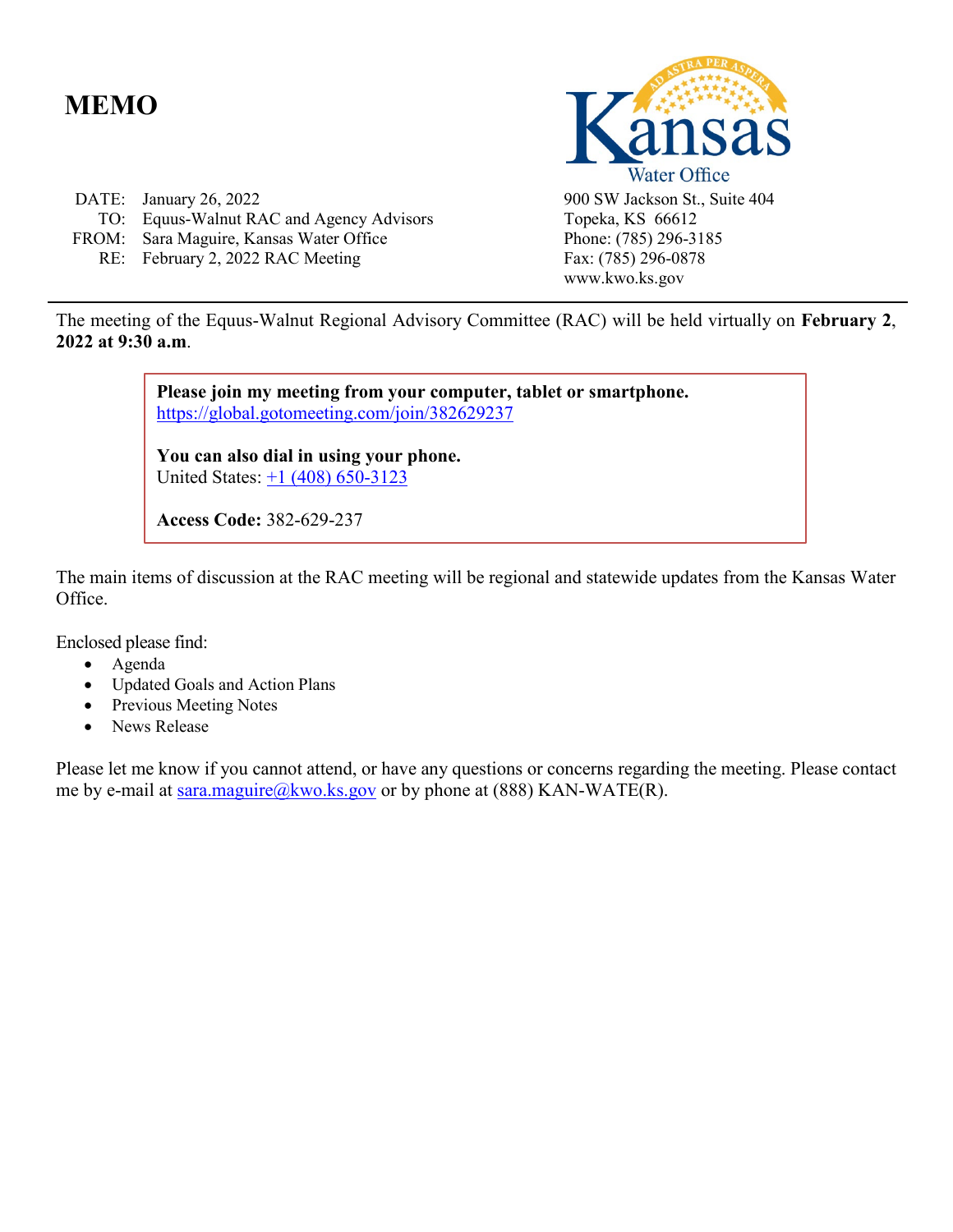# MEMO

Kansas Water Office
900 SW Jackson St., Suite 404
Topeka, KS 66612
Phone: (785) 296-3185
Fax: (785) 296-0878
www.kwo.ks.gov

DATE: January 26, 2022
TO: Equus-Walnut RAC and Agency Advisors
FROM: Sara Maguire, Kansas Water Office
RE: February 2, 2022 RAC Meeting

---

The meeting of the Equus-Walnut Regional Advisory Committee (RAC) will be held virtually on **February 2, 2022 at 9:30 a.m**.

> **Please join my meeting from your computer, tablet or smartphone.**
> https://global.gotomeeting.com/join/382629237
>
> **You can also dial in using your phone.**
> United States: +1 (408) 650-3123
>
> **Access Code:** 382-629-237

The main items of discussion at the RAC meeting will be regional and statewide updates from the Kansas Water Office.

Enclosed please find:

- Agenda
- Updated Goals and Action Plans
- Previous Meeting Notes
- News Release

Please let me know if you cannot attend, or have any questions or concerns regarding the meeting. Please contact me by e-mail at sara.maguire@kwo.ks.gov or by phone at (888) KAN-WATE(R).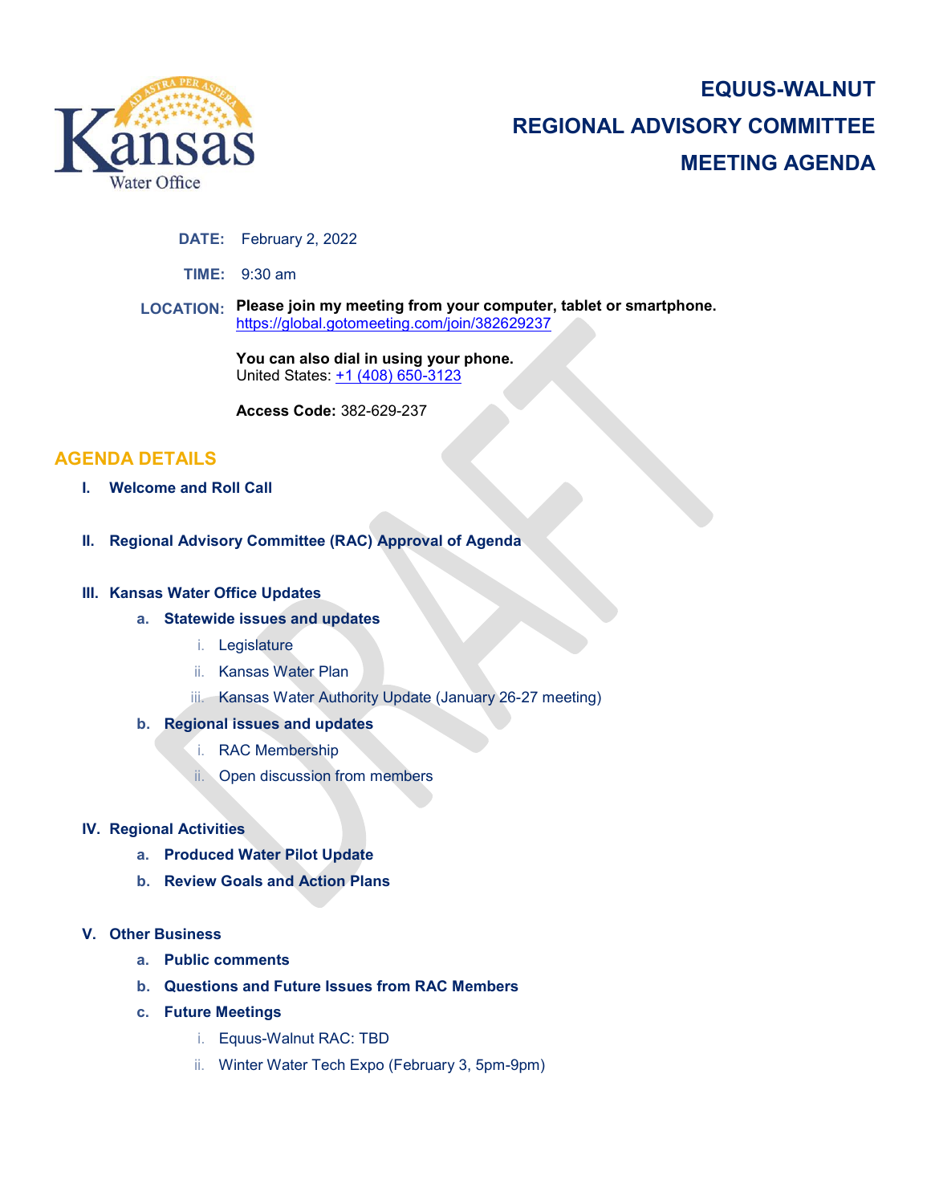# EQUUS-WALNUT REGIONAL ADVISORY COMMITTEE MEETING AGENDA

**DATE:** February 2, 2022

**TIME:** 9:30 am

**LOCATION:** **Please join my meeting from your computer, tablet or smartphone.**
https://global.gotomeeting.com/join/382629237

**You can also dial in using your phone.**
United States: +1 (408) 650-3123

**Access Code:** 382-629-237

## AGENDA DETAILS

I. **Welcome and Roll Call**

II. **Regional Advisory Committee (RAC) Approval of Agenda**

III. **Kansas Water Office Updates**
   a. **Statewide issues and updates**
      i. Legislature
      ii. Kansas Water Plan
      iii. Kansas Water Authority Update (January 26-27 meeting)
   b. **Regional issues and updates**
      i. RAC Membership
      ii. Open discussion from members

IV. **Regional Activities**
   a. **Produced Water Pilot Update**
   b. **Review Goals and Action Plans**

V. **Other Business**
   a. **Public comments**
   b. **Questions and Future Issues from RAC Members**
   c. **Future Meetings**
      i. Equus-Walnut RAC: TBD
      ii. Winter Water Tech Expo (February 3, 5pm-9pm)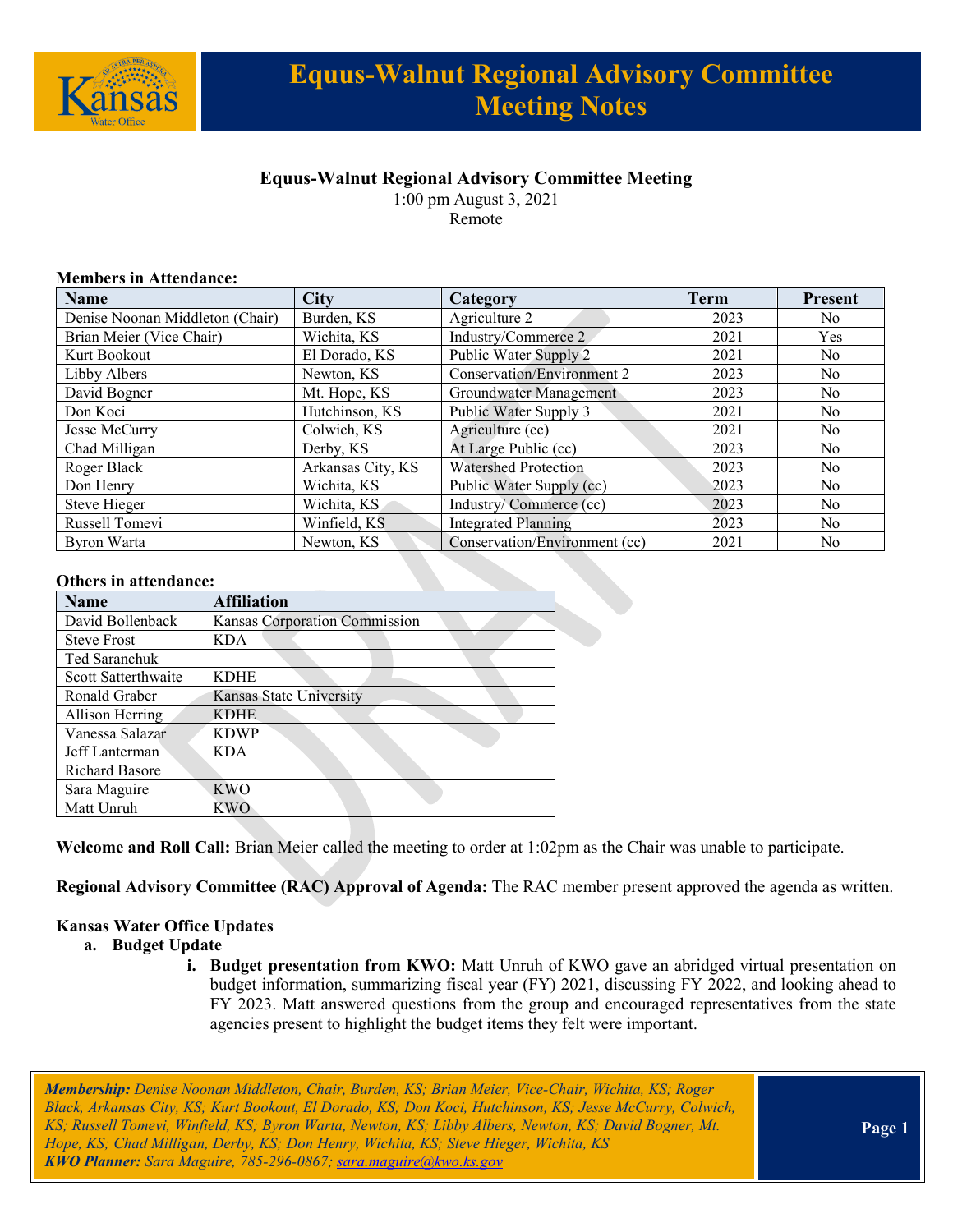# Equus-Walnut Regional Advisory Committee Meeting Notes

**Equus-Walnut Regional Advisory Committee Meeting**
1:00 pm August 3, 2021
Remote

**Members in Attendance:**

| Name | City | Category | Term | Present |
|---|---|---|---|---|
| Denise Noonan Middleton (Chair) | Burden, KS | Agriculture 2 | 2023 | No |
| Brian Meier (Vice Chair) | Wichita, KS | Industry/Commerce 2 | 2021 | Yes |
| Kurt Bookout | El Dorado, KS | Public Water Supply 2 | 2021 | No |
| Libby Albers | Newton, KS | Conservation/Environment 2 | 2023 | No |
| David Bogner | Mt. Hope, KS | Groundwater Management | 2023 | No |
| Don Koci | Hutchinson, KS | Public Water Supply 3 | 2021 | No |
| Jesse McCurry | Colwich, KS | Agriculture (cc) | 2021 | No |
| Chad Milligan | Derby, KS | At Large Public (cc) | 2023 | No |
| Roger Black | Arkansas City, KS | Watershed Protection | 2023 | No |
| Don Henry | Wichita, KS | Public Water Supply (cc) | 2023 | No |
| Steve Hieger | Wichita, KS | Industry/ Commerce (cc) | 2023 | No |
| Russell Tomevi | Winfield, KS | Integrated Planning | 2023 | No |
| Byron Warta | Newton, KS | Conservation/Environment (cc) | 2021 | No |

**Others in attendance:**

| Name | Affiliation |
|---|---|
| David Bollenback | Kansas Corporation Commission |
| Steve Frost | KDA |
| Ted Saranchuk | |
| Scott Satterthwaite | KDHE |
| Ronald Graber | Kansas State University |
| Allison Herring | KDHE |
| Vanessa Salazar | KDWP |
| Jeff Lanterman | KDA |
| Richard Basore | |
| Sara Maguire | KWO |
| Matt Unruh | KWO |

**Welcome and Roll Call:** Brian Meier called the meeting to order at 1:02pm as the Chair was unable to participate.

**Regional Advisory Committee (RAC) Approval of Agenda:** The RAC member present approved the agenda as written.

**Kansas Water Office Updates**

a. **Budget Update**
   i. **Budget presentation from KWO:** Matt Unruh of KWO gave an abridged virtual presentation on budget information, summarizing fiscal year (FY) 2021, discussing FY 2022, and looking ahead to FY 2023. Matt answered questions from the group and encouraged representatives from the state agencies present to highlight the budget items they felt were important.

***Membership:** Denise Noonan Middleton, Chair, Burden, KS; Brian Meier, Vice-Chair, Wichita, KS; Roger Black, Arkansas City, KS; Kurt Bookout, El Dorado, KS; Don Koci, Hutchinson, KS; Jesse McCurry, Colwich, KS; Russell Tomevi, Winfield, KS; Byron Warta, Newton, KS; Libby Albers, Newton, KS; David Bogner, Mt. Hope, KS; Chad Milligan, Derby, KS; Don Henry, Wichita, KS; Steve Hieger, Wichita, KS*
***KWO Planner:** Sara Maguire, 785-296-0867; sara.maguire@kwo.ks.gov*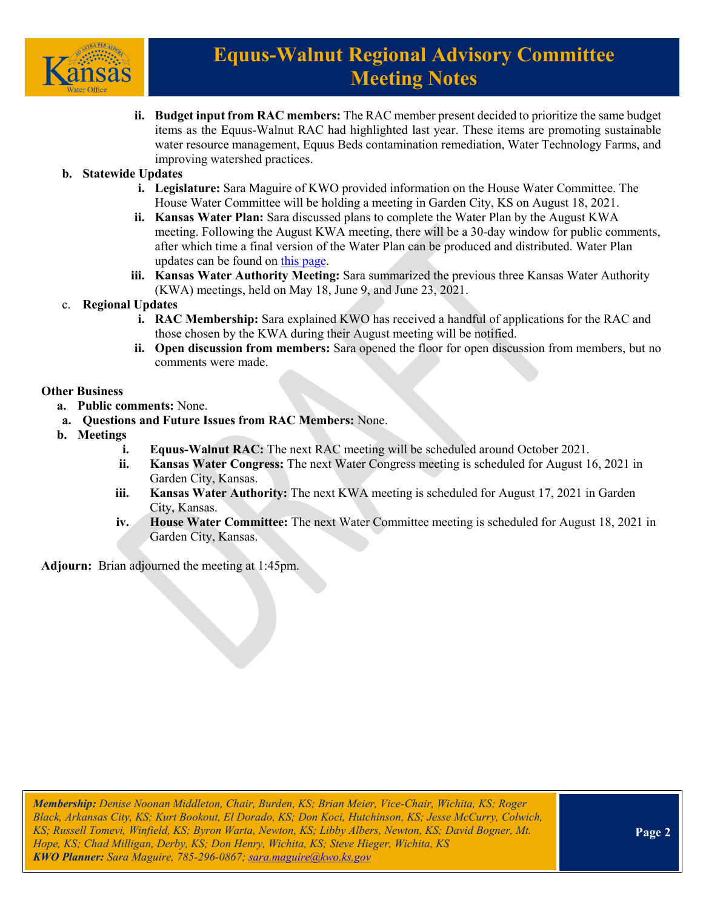ii. **Budget input from RAC members:** The RAC member present decided to prioritize the same budget items as the Equus-Walnut RAC had highlighted last year. These items are promoting sustainable water resource management, Equus Beds contamination remediation, Water Technology Farms, and improving watershed practices.

**b. Statewide Updates**

i. **Legislature:** Sara Maguire of KWO provided information on the House Water Committee. The House Water Committee will be holding a meeting in Garden City, KS on August 18, 2021.

ii. **Kansas Water Plan:** Sara discussed plans to complete the Water Plan by the August KWA meeting. Following the August KWA meeting, there will be a 30-day window for public comments, after which time a final version of the Water Plan can be produced and distributed. Water Plan updates can be found on [this page](#).

iii. **Kansas Water Authority Meeting:** Sara summarized the previous three Kansas Water Authority (KWA) meetings, held on May 18, June 9, and June 23, 2021.

c. **Regional Updates**

i. **RAC Membership:** Sara explained KWO has received a handful of applications for the RAC and those chosen by the KWA during their August meeting will be notified.

ii. **Open discussion from members:** Sara opened the floor for open discussion from members, but no comments were made.

**Other Business**

a. **Public comments:** None.

a. **Questions and Future Issues from RAC Members:** None.

b. **Meetings**

i. **Equus-Walnut RAC:** The next RAC meeting will be scheduled around October 2021.

ii. **Kansas Water Congress:** The next Water Congress meeting is scheduled for August 16, 2021 in Garden City, Kansas.

iii. **Kansas Water Authority:** The next KWA meeting is scheduled for August 17, 2021 in Garden City, Kansas.

iv. **House Water Committee:** The next Water Committee meeting is scheduled for August 18, 2021 in Garden City, Kansas.

**Adjourn:** Brian adjourned the meeting at 1:45pm.

***Membership:*** *Denise Noonan Middleton, Chair, Burden, KS; Brian Meier, Vice-Chair, Wichita, KS; Roger Black, Arkansas City, KS; Kurt Bookout, El Dorado, KS; Don Koci, Hutchinson, KS; Jesse McCurry, Colwich, KS; Russell Tomevi, Winfield, KS; Byron Warta, Newton, KS; Libby Albers, Newton, KS; David Bogner, Mt. Hope, KS; Chad Milligan, Derby, KS; Don Henry, Wichita, KS; Steve Hieger, Wichita, KS*
***KWO Planner:*** *Sara Maguire, 785-296-0867; sara.maguire@kwo.ks.gov*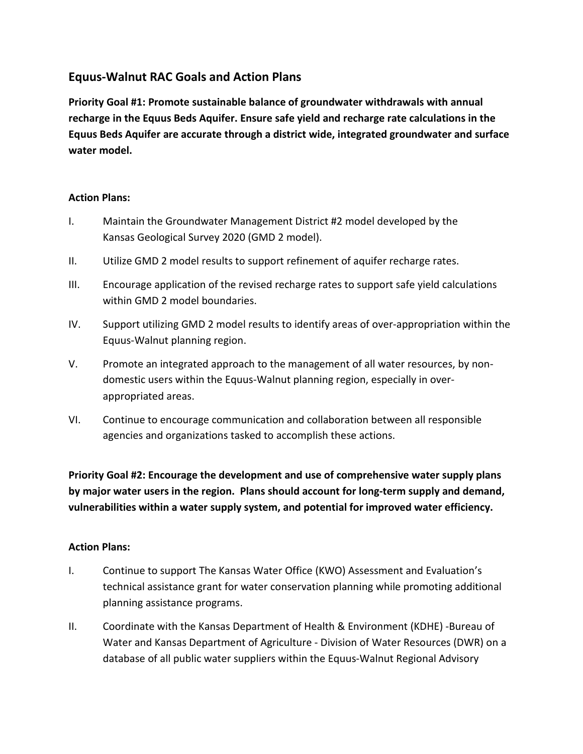## Equus-Walnut RAC Goals and Action Plans

**Priority Goal #1: Promote sustainable balance of groundwater withdrawals with annual recharge in the Equus Beds Aquifer. Ensure safe yield and recharge rate calculations in the Equus Beds Aquifer are accurate through a district wide, integrated groundwater and surface water model.**

**Action Plans:**

I. Maintain the Groundwater Management District #2 model developed by the Kansas Geological Survey 2020 (GMD 2 model).

II. Utilize GMD 2 model results to support refinement of aquifer recharge rates.

III. Encourage application of the revised recharge rates to support safe yield calculations within GMD 2 model boundaries.

IV. Support utilizing GMD 2 model results to identify areas of over-appropriation within the Equus-Walnut planning region.

V. Promote an integrated approach to the management of all water resources, by non-domestic users within the Equus-Walnut planning region, especially in over-appropriated areas.

VI. Continue to encourage communication and collaboration between all responsible agencies and organizations tasked to accomplish these actions.

**Priority Goal #2: Encourage the development and use of comprehensive water supply plans by major water users in the region. Plans should account for long-term supply and demand, vulnerabilities within a water supply system, and potential for improved water efficiency.**

**Action Plans:**

I. Continue to support The Kansas Water Office (KWO) Assessment and Evaluation's technical assistance grant for water conservation planning while promoting additional planning assistance programs.

II. Coordinate with the Kansas Department of Health & Environment (KDHE) -Bureau of Water and Kansas Department of Agriculture - Division of Water Resources (DWR) on a database of all public water suppliers within the Equus-Walnut Regional Advisory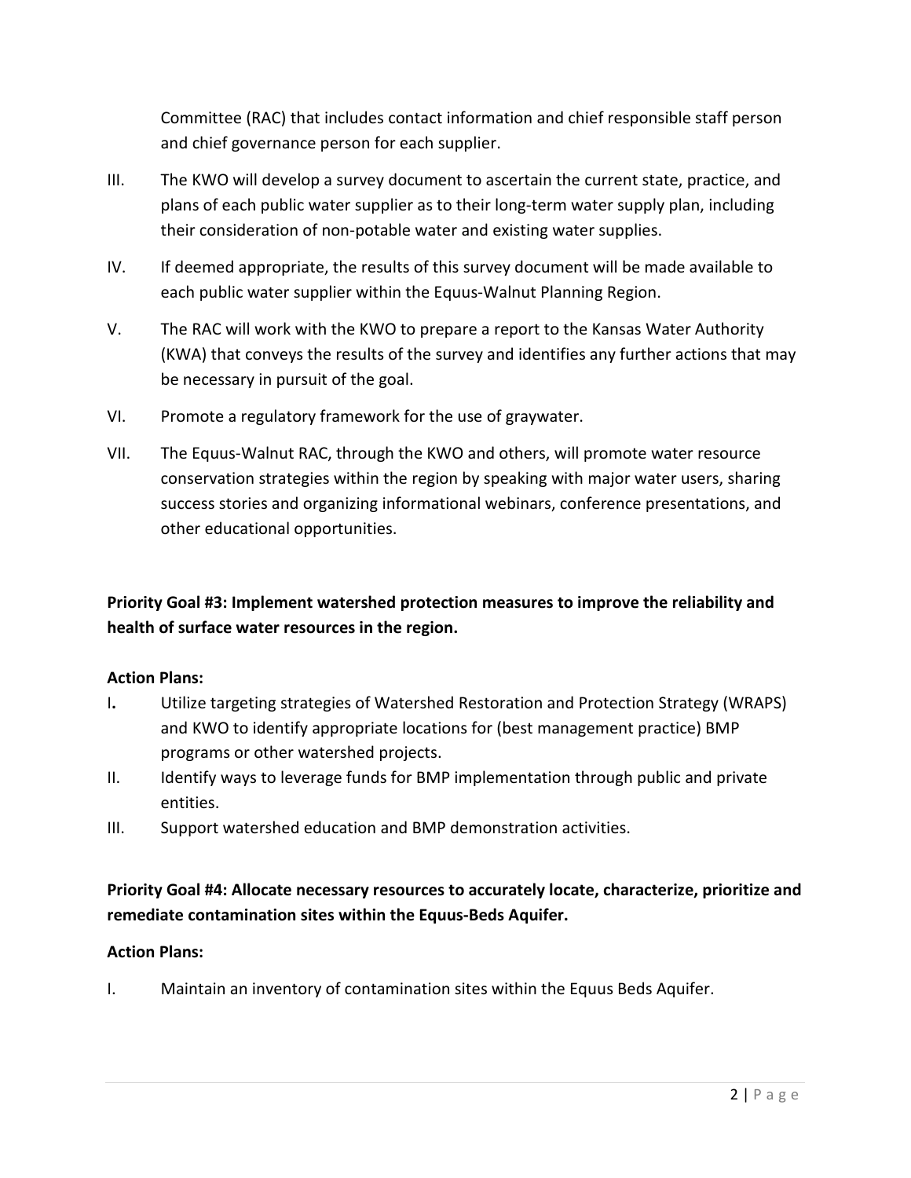Committee (RAC) that includes contact information and chief responsible staff person and chief governance person for each supplier.

III. The KWO will develop a survey document to ascertain the current state, practice, and plans of each public water supplier as to their long-term water supply plan, including their consideration of non-potable water and existing water supplies.

IV. If deemed appropriate, the results of this survey document will be made available to each public water supplier within the Equus-Walnut Planning Region.

V. The RAC will work with the KWO to prepare a report to the Kansas Water Authority (KWA) that conveys the results of the survey and identifies any further actions that may be necessary in pursuit of the goal.

VI. Promote a regulatory framework for the use of graywater.

VII. The Equus-Walnut RAC, through the KWO and others, will promote water resource conservation strategies within the region by speaking with major water users, sharing success stories and organizing informational webinars, conference presentations, and other educational opportunities.

**Priority Goal #3: Implement watershed protection measures to improve the reliability and health of surface water resources in the region.**

**Action Plans:**

I**.** Utilize targeting strategies of Watershed Restoration and Protection Strategy (WRAPS) and KWO to identify appropriate locations for (best management practice) BMP programs or other watershed projects.

II. Identify ways to leverage funds for BMP implementation through public and private entities.

III. Support watershed education and BMP demonstration activities.

**Priority Goal #4: Allocate necessary resources to accurately locate, characterize, prioritize and remediate contamination sites within the Equus-Beds Aquifer.**

**Action Plans:**

I. Maintain an inventory of contamination sites within the Equus Beds Aquifer.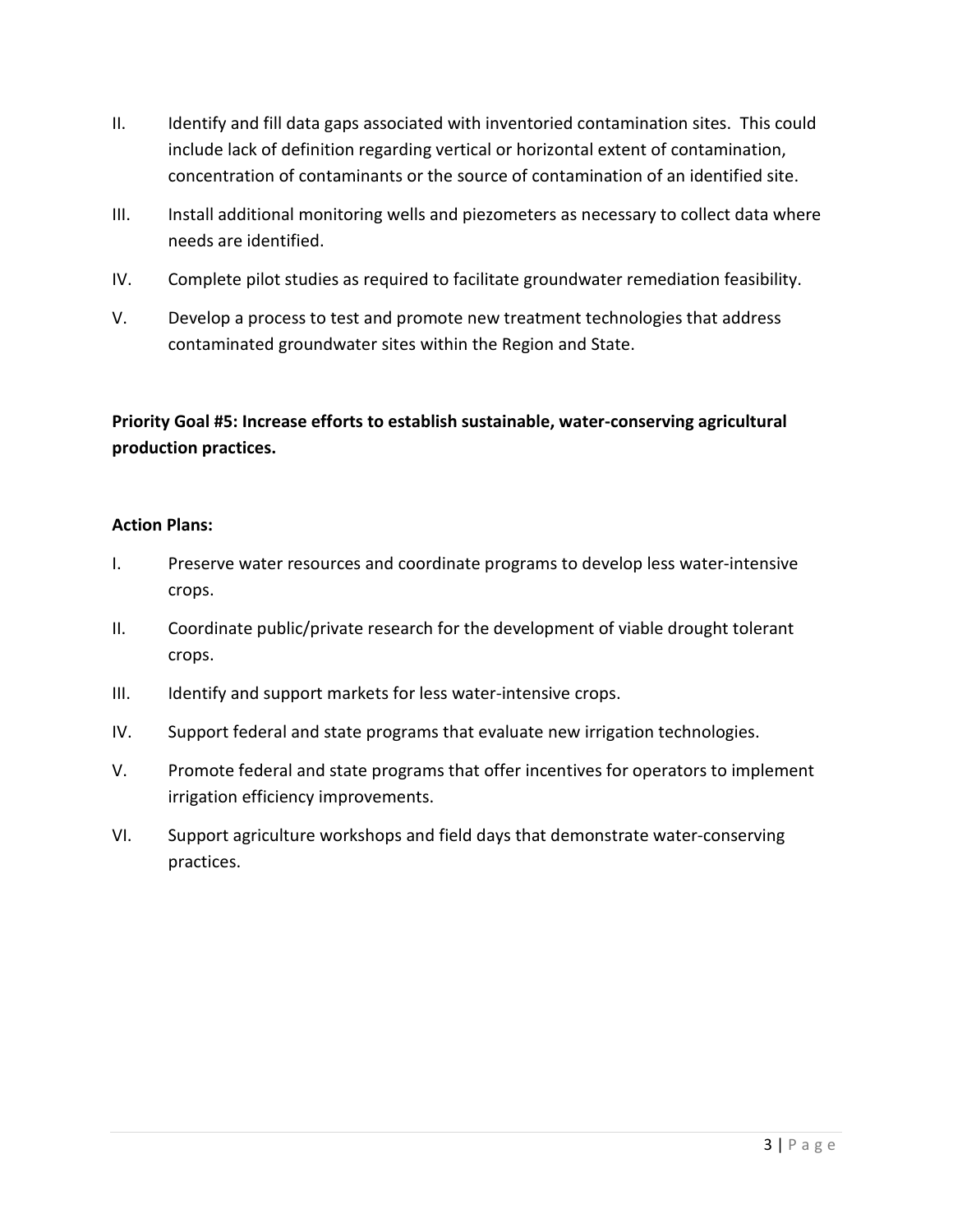II. Identify and fill data gaps associated with inventoried contamination sites. This could include lack of definition regarding vertical or horizontal extent of contamination, concentration of contaminants or the source of contamination of an identified site.

III. Install additional monitoring wells and piezometers as necessary to collect data where needs are identified.

IV. Complete pilot studies as required to facilitate groundwater remediation feasibility.

V. Develop a process to test and promote new treatment technologies that address contaminated groundwater sites within the Region and State.

**Priority Goal #5: Increase efforts to establish sustainable, water-conserving agricultural production practices.**

**Action Plans:**

I. Preserve water resources and coordinate programs to develop less water-intensive crops.

II. Coordinate public/private research for the development of viable drought tolerant crops.

III. Identify and support markets for less water-intensive crops.

IV. Support federal and state programs that evaluate new irrigation technologies.

V. Promote federal and state programs that offer incentives for operators to implement irrigation efficiency improvements.

VI. Support agriculture workshops and field days that demonstrate water-conserving practices.